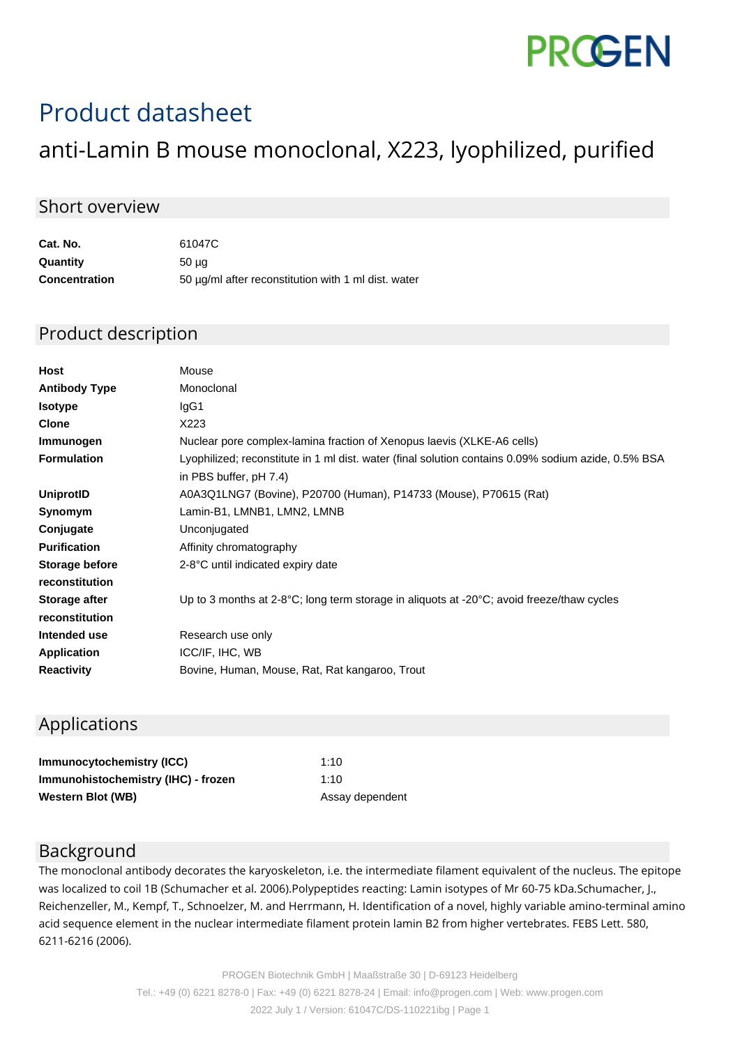# Product datasheet

## anti-Lamin B mouse monoclonal, X223, lyophilized, purified

## Short overview

| | |
|---|---|
| **Cat. No.** | 61047C |
| **Quantity** | 50 µg |
| **Concentration** | 50 µg/ml after reconstitution with 1 ml dist. water |

## Product description

| | |
|---|---|
| **Host** | Mouse |
| **Antibody Type** | Monoclonal |
| **Isotype** | IgG1 |
| **Clone** | X223 |
| **Immunogen** | Nuclear pore complex-lamina fraction of Xenopus laevis (XLKE-A6 cells) |
| **Formulation** | Lyophilized; reconstitute in 1 ml dist. water (final solution contains 0.09% sodium azide, 0.5% BSA in PBS buffer, pH 7.4) |
| **UniprotID** | A0A3Q1LNG7 (Bovine), P20700 (Human), P14733 (Mouse), P70615 (Rat) |
| **Synomym** | Lamin-B1, LMNB1, LMN2, LMNB |
| **Conjugate** | Unconjugated |
| **Purification** | Affinity chromatography |
| **Storage before reconstitution** | 2-8°C until indicated expiry date |
| **Storage after reconstitution** | Up to 3 months at 2-8°C; long term storage in aliquots at -20°C; avoid freeze/thaw cycles |
| **Intended use** | Research use only |
| **Application** | ICC/IF, IHC, WB |
| **Reactivity** | Bovine, Human, Mouse, Rat, Rat kangaroo, Trout |

## Applications

| | |
|---|---|
| **Immunocytochemistry (ICC)** | 1:10 |
| **Immunohistochemistry (IHC) - frozen** | 1:10 |
| **Western Blot (WB)** | Assay dependent |

## Background

The monoclonal antibody decorates the karyoskeleton, i.e. the intermediate filament equivalent of the nucleus. The epitope was localized to coil 1B (Schumacher et al. 2006).Polypeptides reacting: Lamin isotypes of Mr 60-75 kDa.Schumacher, J., Reichenzeller, M., Kempf, T., Schnoelzer, M. and Herrmann, H. Identification of a novel, highly variable amino-terminal amino acid sequence element in the nuclear intermediate filament protein lamin B2 from higher vertebrates. FEBS Lett. 580, 6211-6216 (2006).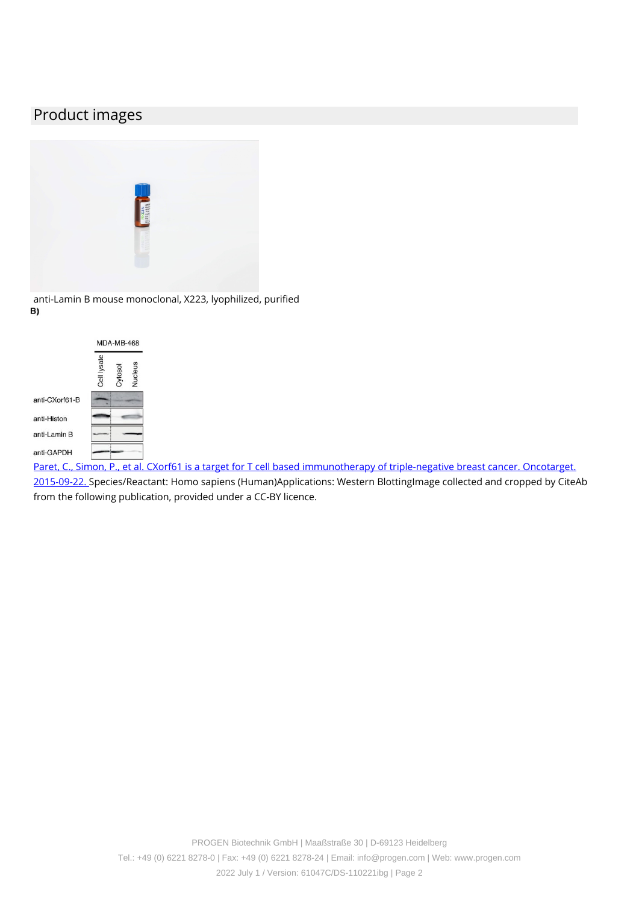## Product images

anti-Lamin B mouse monoclonal, X223, lyophilized, purified

B)

MDA-MB-468

Cell lysate

Cytosol

Nucleus

anti-CXorf61-B

anti-Histon

anti-Lamin B

anti-GAPDH

[Paret, C., Simon, P., et al. CXorf61 is a target for T cell based immunotherapy of triple-negative breast cancer. Oncotarget. 2015-09-22.] Species/Reactant: Homo sapiens (Human)Applications: Western BlottingImage collected and cropped by CiteAb from the following publication, provided under a CC-BY licence.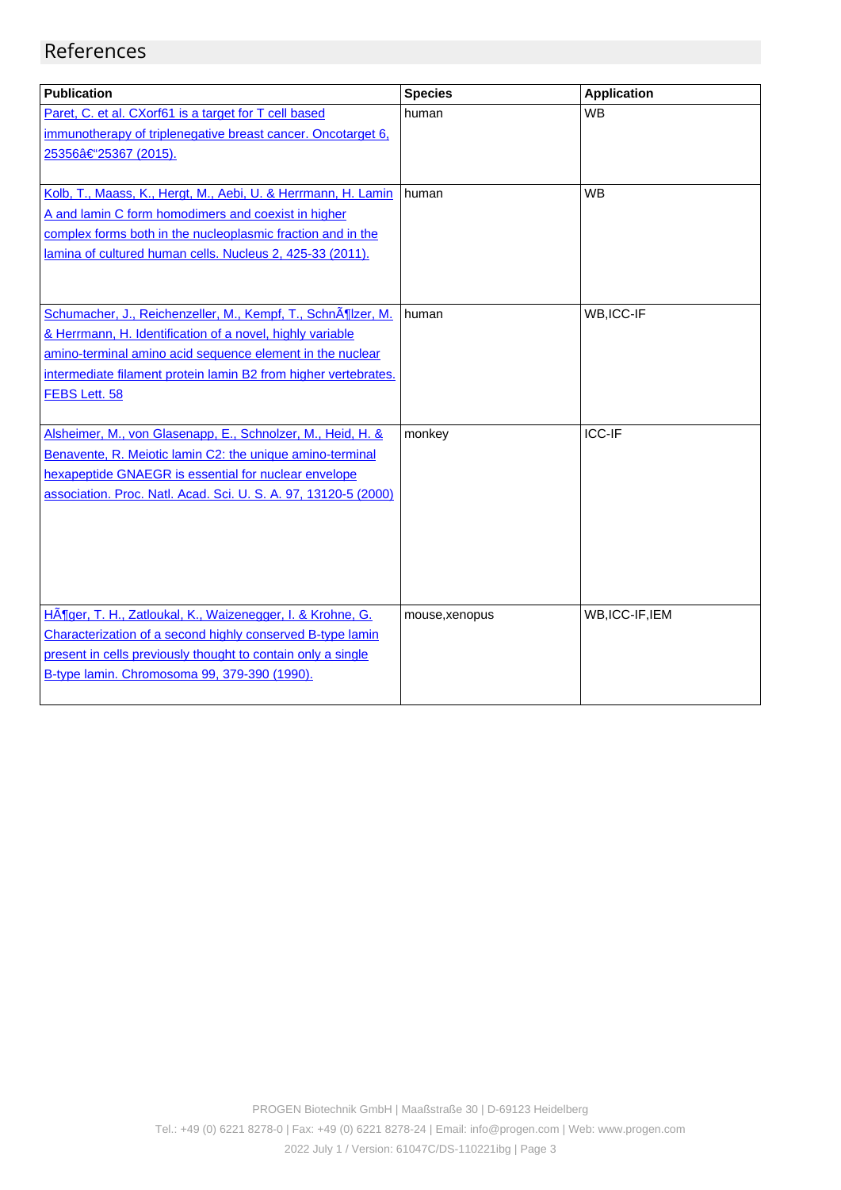## References

| Publication | Species | Application |
|---|---|---|
| Paret, C. et al. CXorf61 is a target for T cell based immunotherapy of triplenegative breast cancer. Oncotarget 6, 25356â€“25367 (2015). | human | WB |
| Kolb, T., Maass, K., Hergt, M., Aebi, U. & Herrmann, H. Lamin A and lamin C form homodimers and coexist in higher complex forms both in the nucleoplasmic fraction and in the lamina of cultured human cells. Nucleus 2, 425-33 (2011). | human | WB |
| Schumacher, J., Reichenzeller, M., Kempf, T., SchnÃ¶lzer, M. & Herrmann, H. Identification of a novel, highly variable amino-terminal amino acid sequence element in the nuclear intermediate filament protein lamin B2 from higher vertebrates. FEBS Lett. 58 | human | WB,ICC-IF |
| Alsheimer, M., von Glasenapp, E., Schnolzer, M., Heid, H. & Benavente, R. Meiotic lamin C2: the unique amino-terminal hexapeptide GNAEGR is essential for nuclear envelope association. Proc. Natl. Acad. Sci. U. S. A. 97, 13120-5 (2000) | monkey | ICC-IF |
| HÃ¶ger, T. H., Zatloukal, K., Waizenegger, I. & Krohne, G. Characterization of a second highly conserved B-type lamin present in cells previously thought to contain only a single B-type lamin. Chromosoma 99, 379-390 (1990). | mouse,xenopus | WB,ICC-IF,IEM |